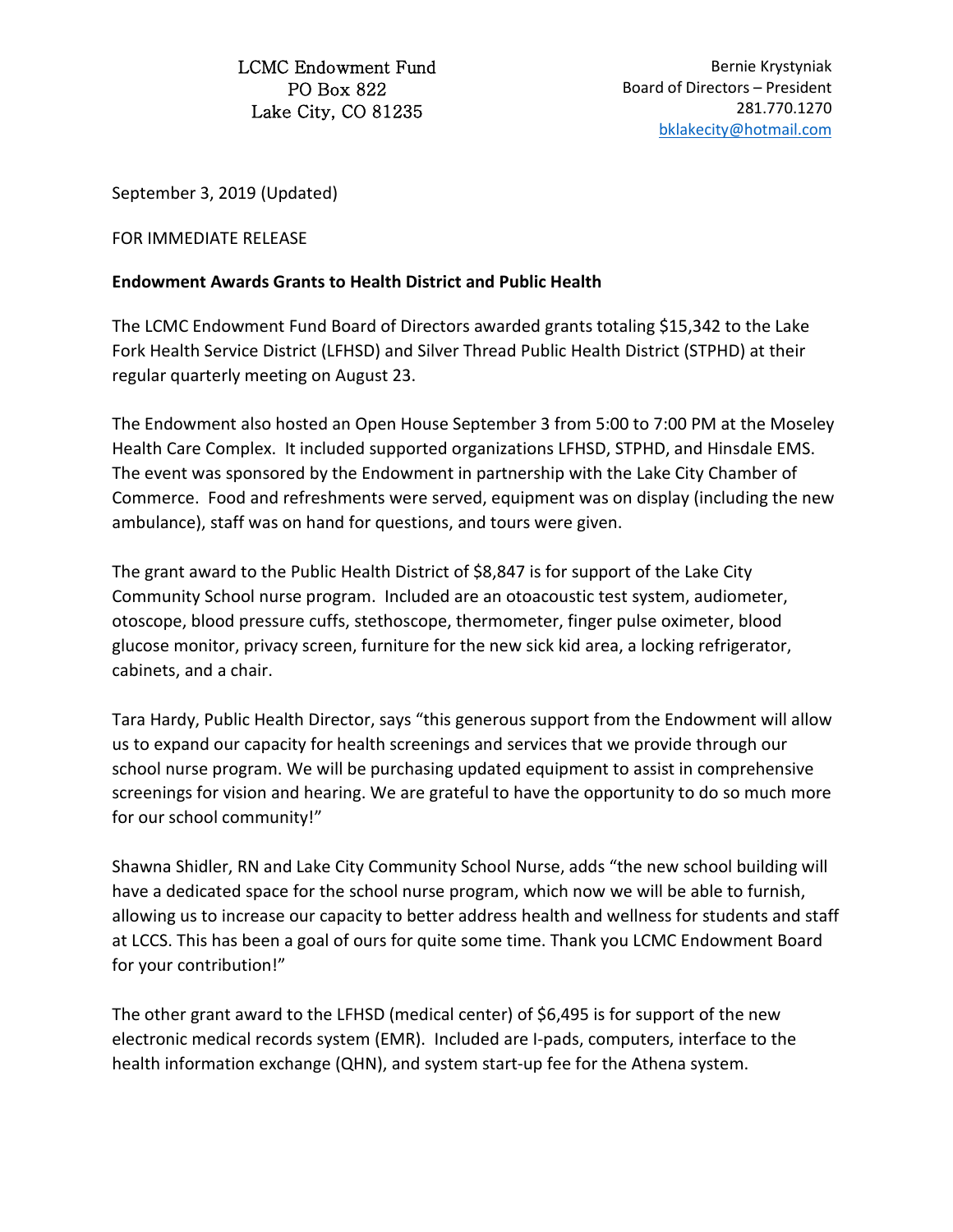LCMC Endowment Fund
PO Box 822
Lake City, CO 81235

Bernie Krystyniak
Board of Directors – President
281.770.1270
bklakecity@hotmail.com

September 3, 2019 (Updated)

FOR IMMEDIATE RELEASE

**Endowment Awards Grants to Health District and Public Health**

The LCMC Endowment Fund Board of Directors awarded grants totaling $15,342 to the Lake Fork Health Service District (LFHSD) and Silver Thread Public Health District (STPHD) at their regular quarterly meeting on August 23.

The Endowment also hosted an Open House September 3 from 5:00 to 7:00 PM at the Moseley Health Care Complex. It included supported organizations LFHSD, STPHD, and Hinsdale EMS. The event was sponsored by the Endowment in partnership with the Lake City Chamber of Commerce. Food and refreshments were served, equipment was on display (including the new ambulance), staff was on hand for questions, and tours were given.

The grant award to the Public Health District of $8,847 is for support of the Lake City Community School nurse program. Included are an otoacoustic test system, audiometer, otoscope, blood pressure cuffs, stethoscope, thermometer, finger pulse oximeter, blood glucose monitor, privacy screen, furniture for the new sick kid area, a locking refrigerator, cabinets, and a chair.

Tara Hardy, Public Health Director, says "this generous support from the Endowment will allow us to expand our capacity for health screenings and services that we provide through our school nurse program. We will be purchasing updated equipment to assist in comprehensive screenings for vision and hearing. We are grateful to have the opportunity to do so much more for our school community!"

Shawna Shidler, RN and Lake City Community School Nurse, adds "the new school building will have a dedicated space for the school nurse program, which now we will be able to furnish, allowing us to increase our capacity to better address health and wellness for students and staff at LCCS. This has been a goal of ours for quite some time. Thank you LCMC Endowment Board for your contribution!"

The other grant award to the LFHSD (medical center) of $6,495 is for support of the new electronic medical records system (EMR). Included are I-pads, computers, interface to the health information exchange (QHN), and system start-up fee for the Athena system.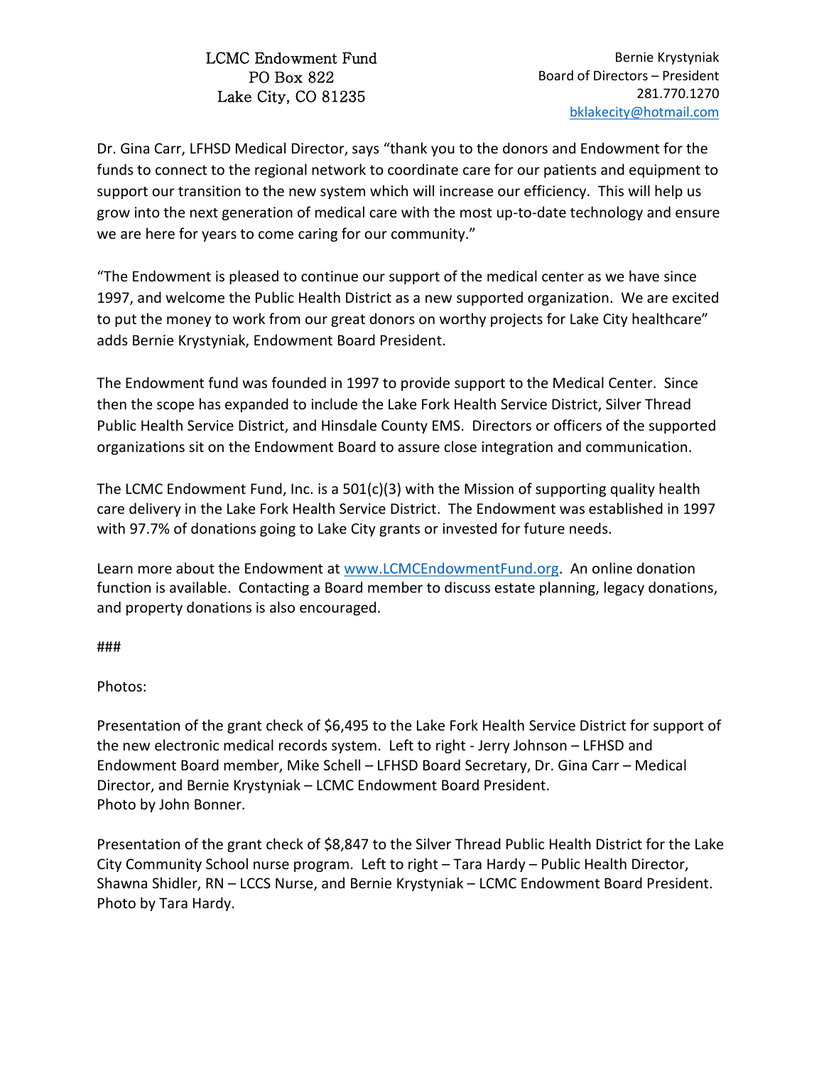LCMC Endowment Fund
PO Box 822
Lake City, CO 81235

Bernie Krystyniak
Board of Directors – President
281.770.1270
bklakecity@hotmail.com

Dr. Gina Carr, LFHSD Medical Director, says "thank you to the donors and Endowment for the funds to connect to the regional network to coordinate care for our patients and equipment to support our transition to the new system which will increase our efficiency. This will help us grow into the next generation of medical care with the most up-to-date technology and ensure we are here for years to come caring for our community."

"The Endowment is pleased to continue our support of the medical center as we have since 1997, and welcome the Public Health District as a new supported organization. We are excited to put the money to work from our great donors on worthy projects for Lake City healthcare" adds Bernie Krystyniak, Endowment Board President.

The Endowment fund was founded in 1997 to provide support to the Medical Center. Since then the scope has expanded to include the Lake Fork Health Service District, Silver Thread Public Health Service District, and Hinsdale County EMS. Directors or officers of the supported organizations sit on the Endowment Board to assure close integration and communication.

The LCMC Endowment Fund, Inc. is a 501(c)(3) with the Mission of supporting quality health care delivery in the Lake Fork Health Service District. The Endowment was established in 1997 with 97.7% of donations going to Lake City grants or invested for future needs.

Learn more about the Endowment at www.LCMCEndowmentFund.org. An online donation function is available. Contacting a Board member to discuss estate planning, legacy donations, and property donations is also encouraged.

###

Photos:

Presentation of the grant check of $6,495 to the Lake Fork Health Service District for support of the new electronic medical records system. Left to right - Jerry Johnson – LFHSD and Endowment Board member, Mike Schell – LFHSD Board Secretary, Dr. Gina Carr – Medical Director, and Bernie Krystyniak – LCMC Endowment Board President.
Photo by John Bonner.

Presentation of the grant check of $8,847 to the Silver Thread Public Health District for the Lake City Community School nurse program. Left to right – Tara Hardy – Public Health Director, Shawna Shidler, RN – LCCS Nurse, and Bernie Krystyniak – LCMC Endowment Board President.
Photo by Tara Hardy.